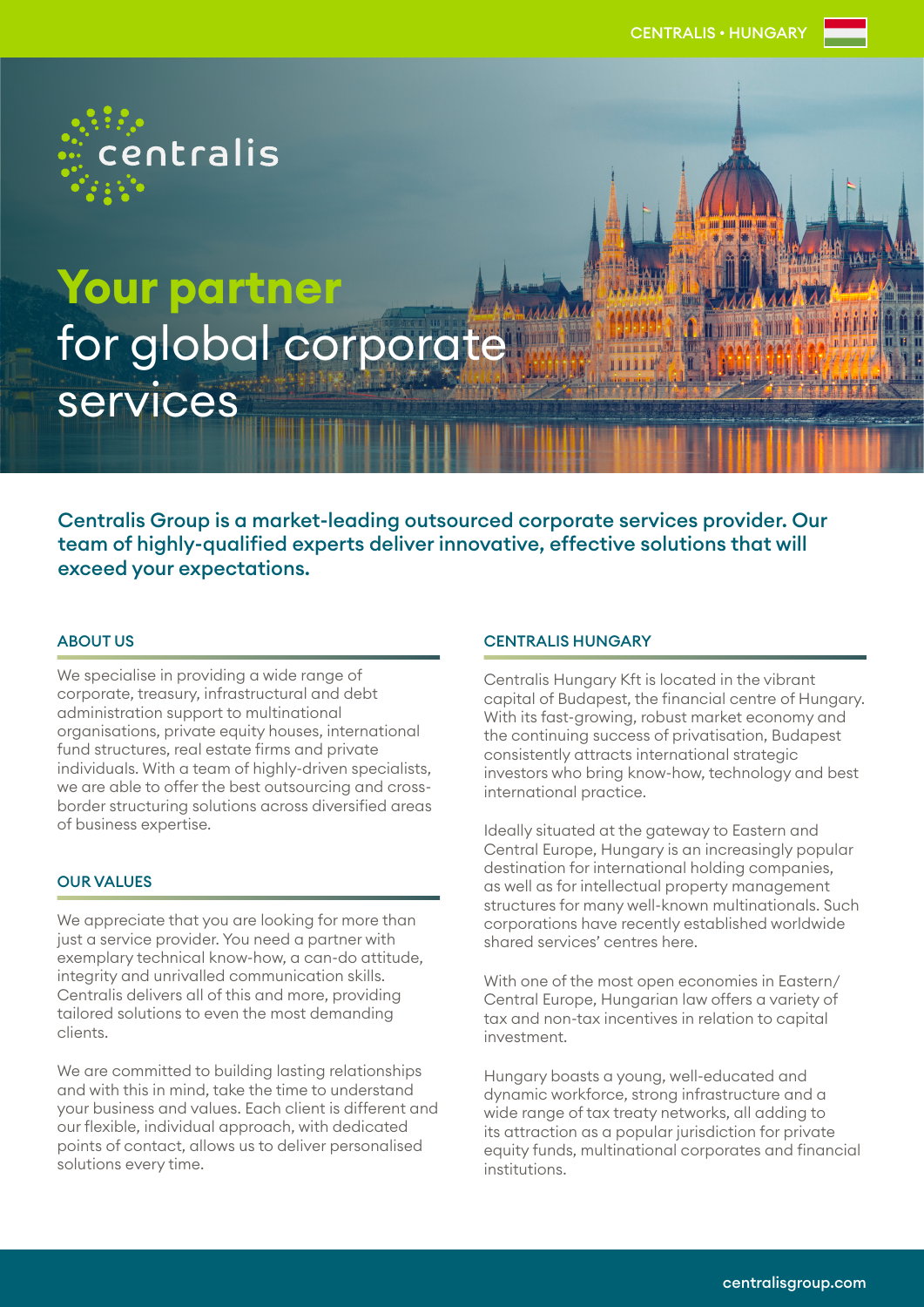CENTRALIS • HUNGARY

centralis

# Your partner for global corporate services

**Centralis Group is a market-leading outsourced corporate services provider. Our team of highly-qualified experts deliver innovative, effective solutions that will exceed your expectations.**

## ABOUT US

We specialise in providing a wide range of corporate, treasury, infrastructural and debt administration support to multinational organisations, private equity houses, international fund structures, real estate firms and private individuals. With a team of highly-driven specialists, we are able to offer the best outsourcing and cross-border structuring solutions across diversified areas of business expertise.

## OUR VALUES

We appreciate that you are looking for more than just a service provider. You need a partner with exemplary technical know-how, a can-do attitude, integrity and unrivalled communication skills. Centralis delivers all of this and more, providing tailored solutions to even the most demanding clients.

We are committed to building lasting relationships and with this in mind, take the time to understand your business and values. Each client is different and our flexible, individual approach, with dedicated points of contact, allows us to deliver personalised solutions every time.

## CENTRALIS HUNGARY

Centralis Hungary Kft is located in the vibrant capital of Budapest, the financial centre of Hungary. With its fast-growing, robust market economy and the continuing success of privatisation, Budapest consistently attracts international strategic investors who bring know-how, technology and best international practice.

Ideally situated at the gateway to Eastern and Central Europe, Hungary is an increasingly popular destination for international holding companies, as well as for intellectual property management structures for many well-known multinationals. Such corporations have recently established worldwide shared services' centres here.

With one of the most open economies in Eastern/Central Europe, Hungarian law offers a variety of tax and non-tax incentives in relation to capital investment.

Hungary boasts a young, well-educated and dynamic workforce, strong infrastructure and a wide range of tax treaty networks, all adding to its attraction as a popular jurisdiction for private equity funds, multinational corporates and financial institutions.

centralisgroup.com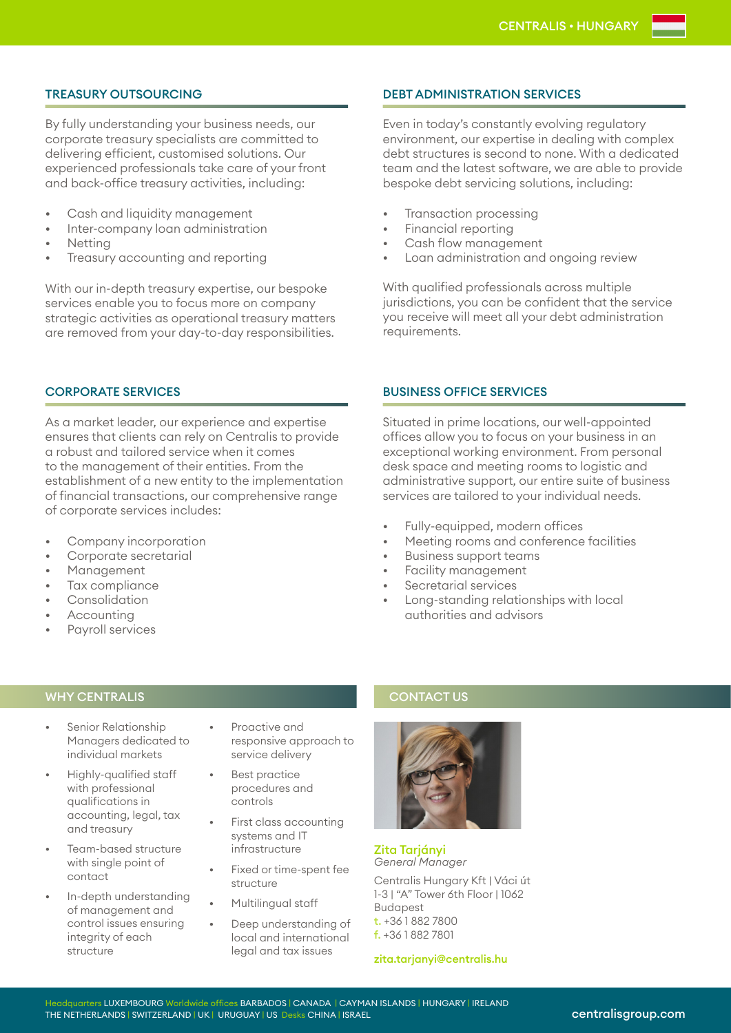## TREASURY OUTSOURCING

By fully understanding your business needs, our corporate treasury specialists are committed to delivering efficient, customised solutions. Our experienced professionals take care of your front and back-office treasury activities, including:

- Cash and liquidity management
- Inter-company loan administration
- Netting
- Treasury accounting and reporting

With our in-depth treasury expertise, our bespoke services enable you to focus more on company strategic activities as operational treasury matters are removed from your day-to-day responsibilities.

## DEBT ADMINISTRATION SERVICES

Even in today's constantly evolving regulatory environment, our expertise in dealing with complex debt structures is second to none. With a dedicated team and the latest software, we are able to provide bespoke debt servicing solutions, including:

- Transaction processing
- Financial reporting
- Cash flow management
- Loan administration and ongoing review

With qualified professionals across multiple jurisdictions, you can be confident that the service you receive will meet all your debt administration requirements.

## CORPORATE SERVICES

As a market leader, our experience and expertise ensures that clients can rely on Centralis to provide a robust and tailored service when it comes to the management of their entities. From the establishment of a new entity to the implementation of financial transactions, our comprehensive range of corporate services includes:

- Company incorporation
- Corporate secretarial
- Management
- Tax compliance
- Consolidation
- Accounting
- Payroll services

## BUSINESS OFFICE SERVICES

Situated in prime locations, our well-appointed offices allow you to focus on your business in an exceptional working environment. From personal desk space and meeting rooms to logistic and administrative support, our entire suite of business services are tailored to your individual needs.

- Fully-equipped, modern offices
- Meeting rooms and conference facilities
- Business support teams
- Facility management
- Secretarial services
- Long-standing relationships with local authorities and advisors

## WHY CENTRALIS

- Senior Relationship Managers dedicated to individual markets
- Highly-qualified staff with professional qualifications in accounting, legal, tax and treasury
- Team-based structure with single point of contact
- In-depth understanding of management and control issues ensuring integrity of each structure
- Proactive and responsive approach to service delivery
- Best practice procedures and controls
- First class accounting systems and IT infrastructure
- Fixed or time-spent fee structure
- Multilingual staff
- Deep understanding of local and international legal and tax issues

## CONTACT US

**Zita Tarjányi**
*General Manager*

Centralis Hungary Kft | Váci út 1-3 | "A" Tower 6th Floor | 1062 Budapest
t. +36 1 882 7800
f. +36 1 882 7801

zita.tarjanyi@centralis.hu

Headquarters LUXEMBOURG Worldwide offices BARBADOS | CANADA | CAYMAN ISLANDS | HUNGARY | IRELAND THE NETHERLANDS | SWITZERLAND | UK | URUGUAY | US Desks CHINA | ISRAEL

centralisgroup.com